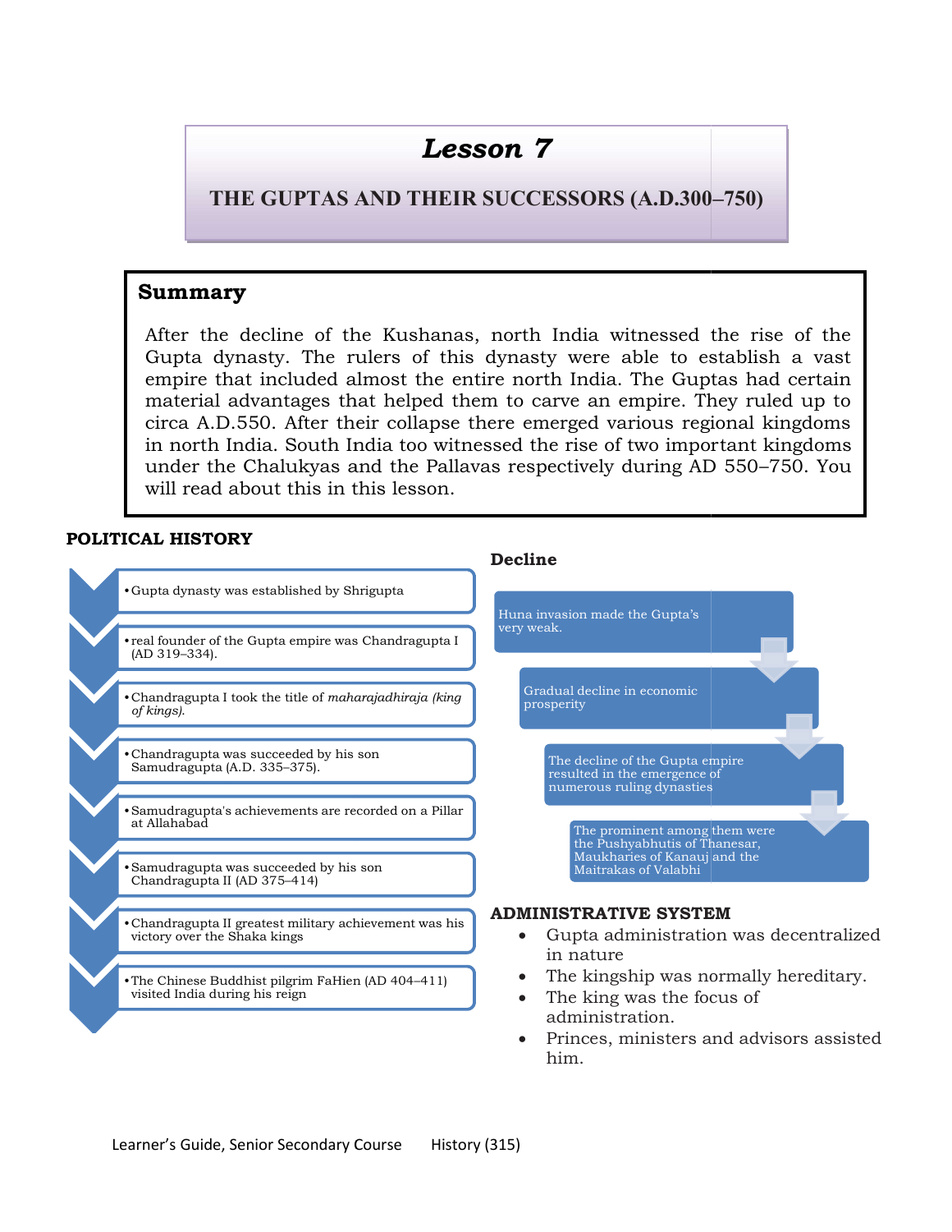# Lesson 7

## THE GUPTAS AND THEIR SUCCESSORS (A.D.300–750)

### Summary

After the decline of the Kushanas, north India witnessed the rise of the Gupta dynasty. The rulers of this dynasty were able to establish a vast empire that included almost the entire north India. The Guptas had certain material advantages that helped them to carve an empire. They ruled up to circa A.D.550. After their collapse there emerged various regional kingdoms in north India. South India too witnessed the rise of two important kingdoms under the Chalukyas and the Pallavas respectively during AD 550–750. You will read about this in this lesson.

### POLITICAL HISTORY

- Gupta dynasty was established by Shrigupta
- real founder of the Gupta empire was Chandragupta I (AD 319–334).
- Chandragupta I took the title of *maharajadhiraja (king of kings).*
- Chandragupta was succeeded by his son Samudragupta (A.D. 335–375).
- Samudragupta's achievements are recorded on a Pillar at Allahabad
- Samudragupta was succeeded by his son Chandragupta II (AD 375–414)
- Chandragupta II greatest military achievement was his victory over the Shaka kings
- The Chinese Buddhist pilgrim FaHien (AD 404–411) visited India during his reign

### Decline

- Huna invasion made the Gupta's very weak.
- Gradual decline in economic prosperity
- The decline of the Gupta empire resulted in the emergence of numerous ruling dynasties
- The prominent among them were the Pushyabhutis of Thanesar, Maukharies of Kanauj and the Maitrakas of Valabhi

### ADMINISTRATIVE SYSTEM

- Gupta administration was decentralized in nature
- The kingship was normally hereditary.
- The king was the focus of administration.
- Princes, ministers and advisors assisted him.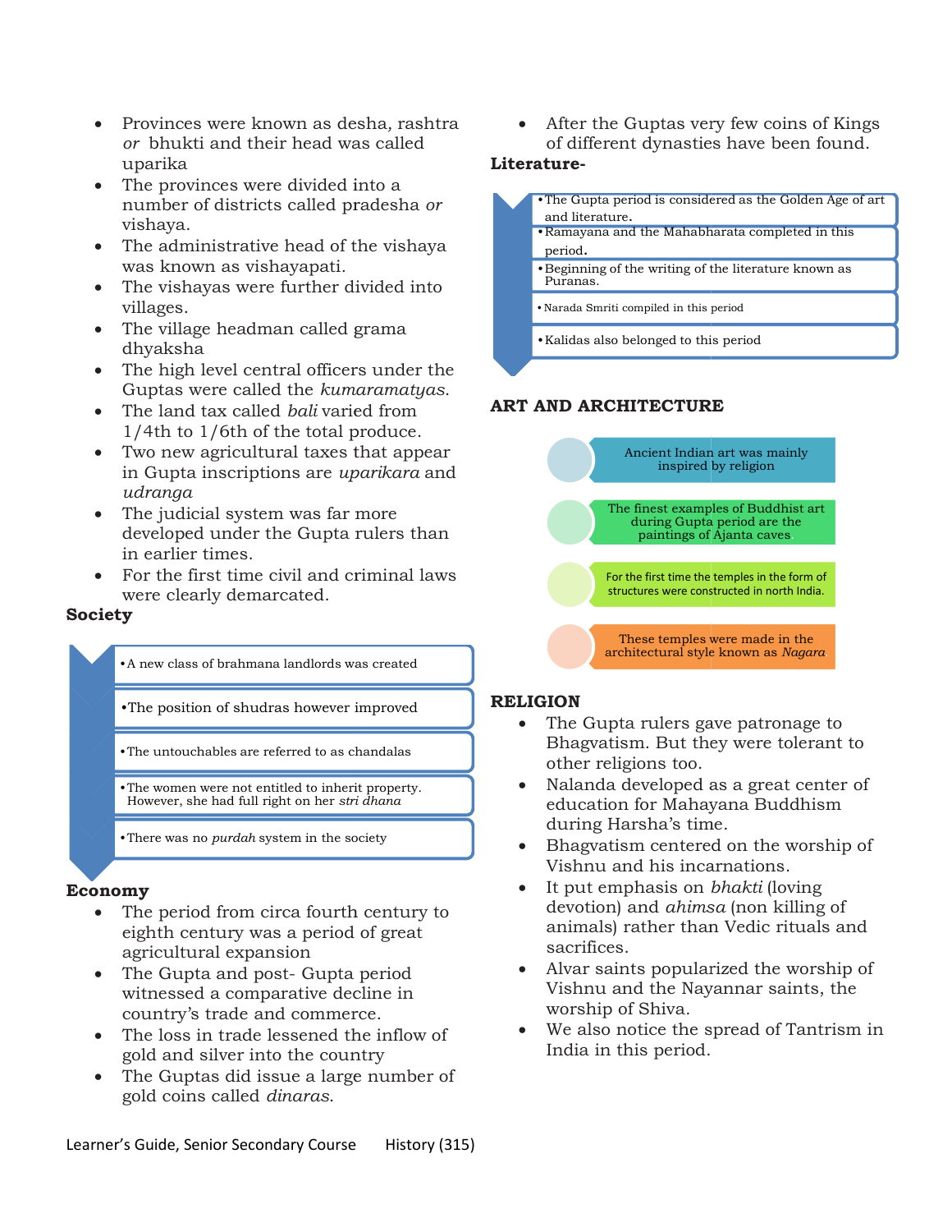- Provinces were known as desha, rashtra *or* bhukti and their head was called uparika
- The provinces were divided into a number of districts called pradesha *or* vishaya.
- The administrative head of the vishaya was known as vishayapati.
- The vishayas were further divided into villages.
- The village headman called grama dhyaksha
- The high level central officers under the Guptas were called the *kumaramatyas*.
- The land tax called *bali* varied from 1/4th to 1/6th of the total produce.
- Two new agricultural taxes that appear in Gupta inscriptions are *uparikara* and *udranga*
- The judicial system was far more developed under the Gupta rulers than in earlier times.
- For the first time civil and criminal laws were clearly demarcated.

**Society**

- A new class of brahmana landlords was created
- The position of shudras however improved
- The untouchables are referred to as chandalas
- The women were not entitled to inherit property. However, she had full right on her *stri dhana*
- There was no *purdah* system in the society

**Economy**

- The period from circa fourth century to eighth century was a period of great agricultural expansion
- The Gupta and post- Gupta period witnessed a comparative decline in country's trade and commerce.
- The loss in trade lessened the inflow of gold and silver into the country
- The Guptas did issue a large number of gold coins called *dinaras*.
- After the Guptas very few coins of Kings of different dynasties have been found.

**Literature-**

- The Gupta period is considered as the Golden Age of art and literature.
- Ramayana and the Mahabharata completed in this period.
- Beginning of the writing of the literature known as Puranas.
- Narada Smriti compiled in this period
- Kalidas also belonged to this period

**ART AND ARCHITECTURE**

- Ancient Indian art was mainly inspired by religion
- The finest examples of Buddhist art during Gupta period are the paintings of Ajanta caves
- For the first time the temples in the form of structures were constructed in north India.
- These temples were made in the architectural style known as *Nagara*

**RELIGION**

- The Gupta rulers gave patronage to Bhagvatism. But they were tolerant to other religions too.
- Nalanda developed as a great center of education for Mahayana Buddhism during Harsha's time.
- Bhagvatism centered on the worship of Vishnu and his incarnations.
- It put emphasis on *bhakti* (loving devotion) and *ahimsa* (non killing of animals) rather than Vedic rituals and sacrifices.
- Alvar saints popularized the worship of Vishnu and the Nayannar saints, the worship of Shiva.
- We also notice the spread of Tantrism in India in this period.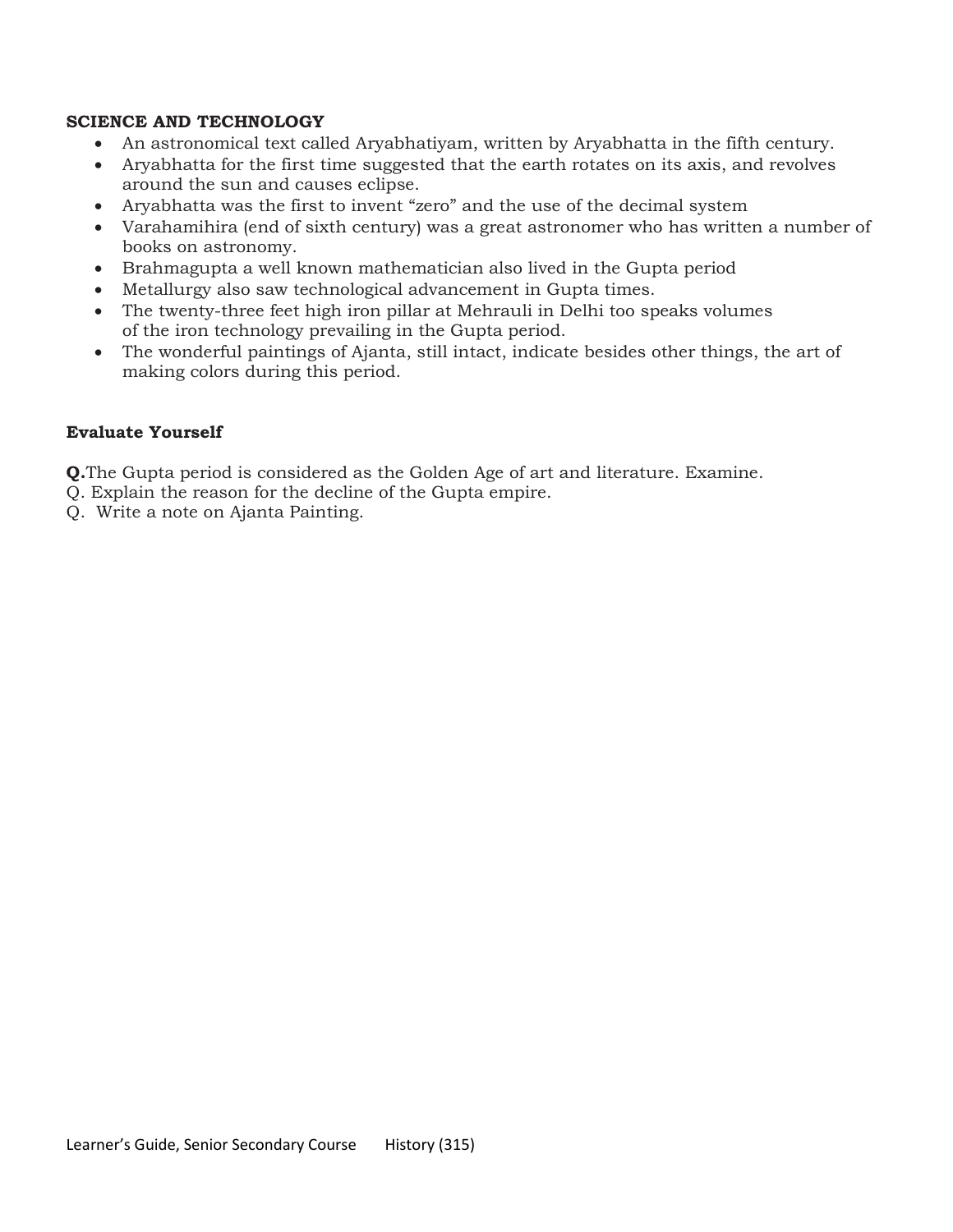**SCIENCE AND TECHNOLOGY**

- An astronomical text called Aryabhatiyam, written by Aryabhatta in the fifth century.
- Aryabhatta for the first time suggested that the earth rotates on its axis, and revolves around the sun and causes eclipse.
- Aryabhatta was the first to invent "zero" and the use of the decimal system
- Varahamihira (end of sixth century) was a great astronomer who has written a number of books on astronomy.
- Brahmagupta a well known mathematician also lived in the Gupta period
- Metallurgy also saw technological advancement in Gupta times.
- The twenty-three feet high iron pillar at Mehrauli in Delhi too speaks volumes of the iron technology prevailing in the Gupta period.
- The wonderful paintings of Ajanta, still intact, indicate besides other things, the art of making colors during this period.

**Evaluate Yourself**

**Q.**The Gupta period is considered as the Golden Age of art and literature. Examine.

Q. Explain the reason for the decline of the Gupta empire.

Q. Write a note on Ajanta Painting.